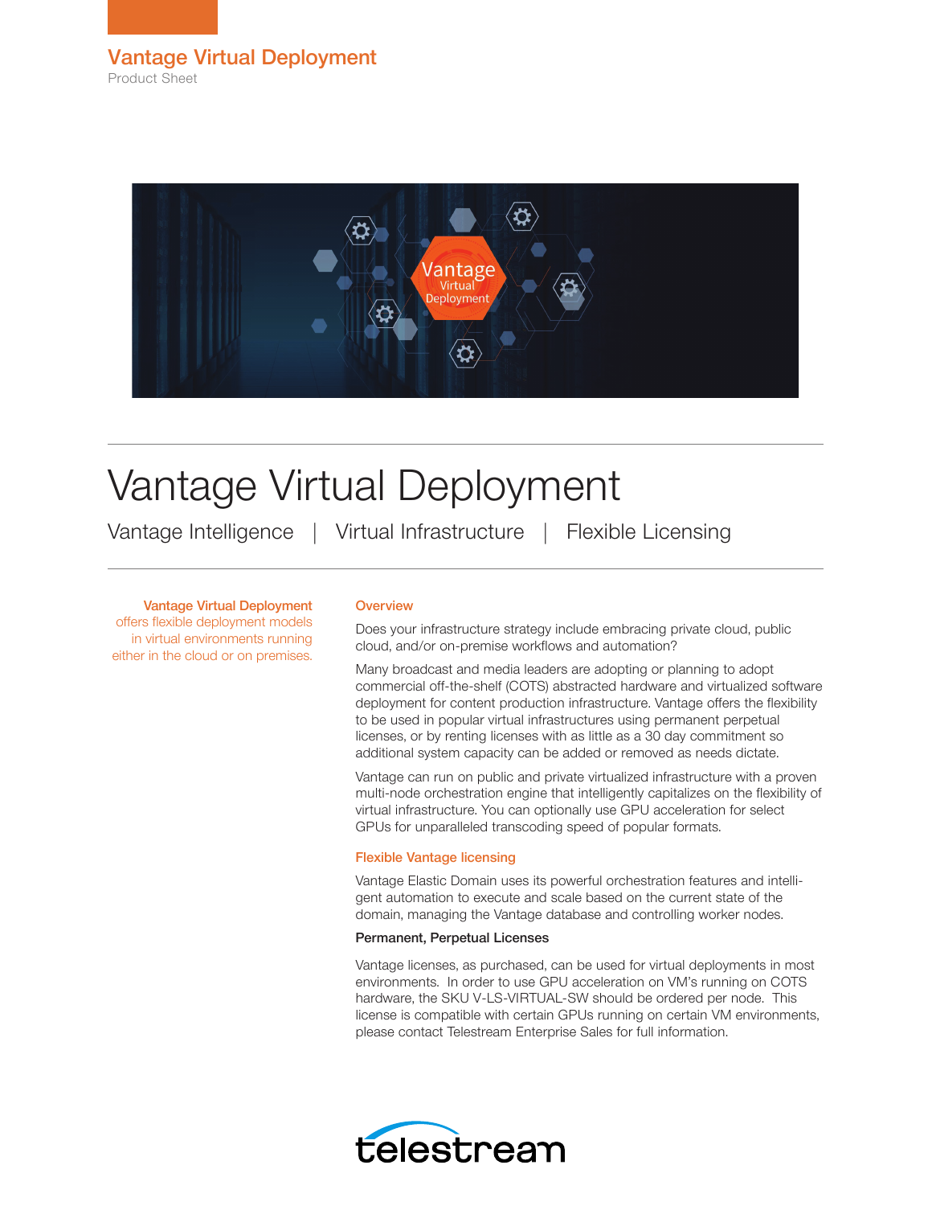Vantage Virtual Deployment

Product Sheet

# Vantage Virtual Deployment

Vantage Intelligence | Virtual Infrastructure | Flexible Licensing

**Vantage Virtual Deployment** offers flexible deployment models in virtual environments running either in the cloud or on premises.

## Overview

Does your infrastructure strategy include embracing private cloud, public cloud, and/or on-premise workflows and automation?

Many broadcast and media leaders are adopting or planning to adopt commercial off-the-shelf (COTS) abstracted hardware and virtualized software deployment for content production infrastructure. Vantage offers the flexibility to be used in popular virtual infrastructures using permanent perpetual licenses, or by renting licenses with as little as a 30 day commitment so additional system capacity can be added or removed as needs dictate.

Vantage can run on public and private virtualized infrastructure with a proven multi-node orchestration engine that intelligently capitalizes on the flexibility of virtual infrastructure. You can optionally use GPU acceleration for select GPUs for unparalleled transcoding speed of popular formats.

## Flexible Vantage licensing

Vantage Elastic Domain uses its powerful orchestration features and intelligent automation to execute and scale based on the current state of the domain, managing the Vantage database and controlling worker nodes.

### Permanent, Perpetual Licenses

Vantage licenses, as purchased, can be used for virtual deployments in most environments. In order to use GPU acceleration on VM's running on COTS hardware, the SKU V-LS-VIRTUAL-SW should be ordered per node. This license is compatible with certain GPUs running on certain VM environments, please contact Telestream Enterprise Sales for full information.

telestream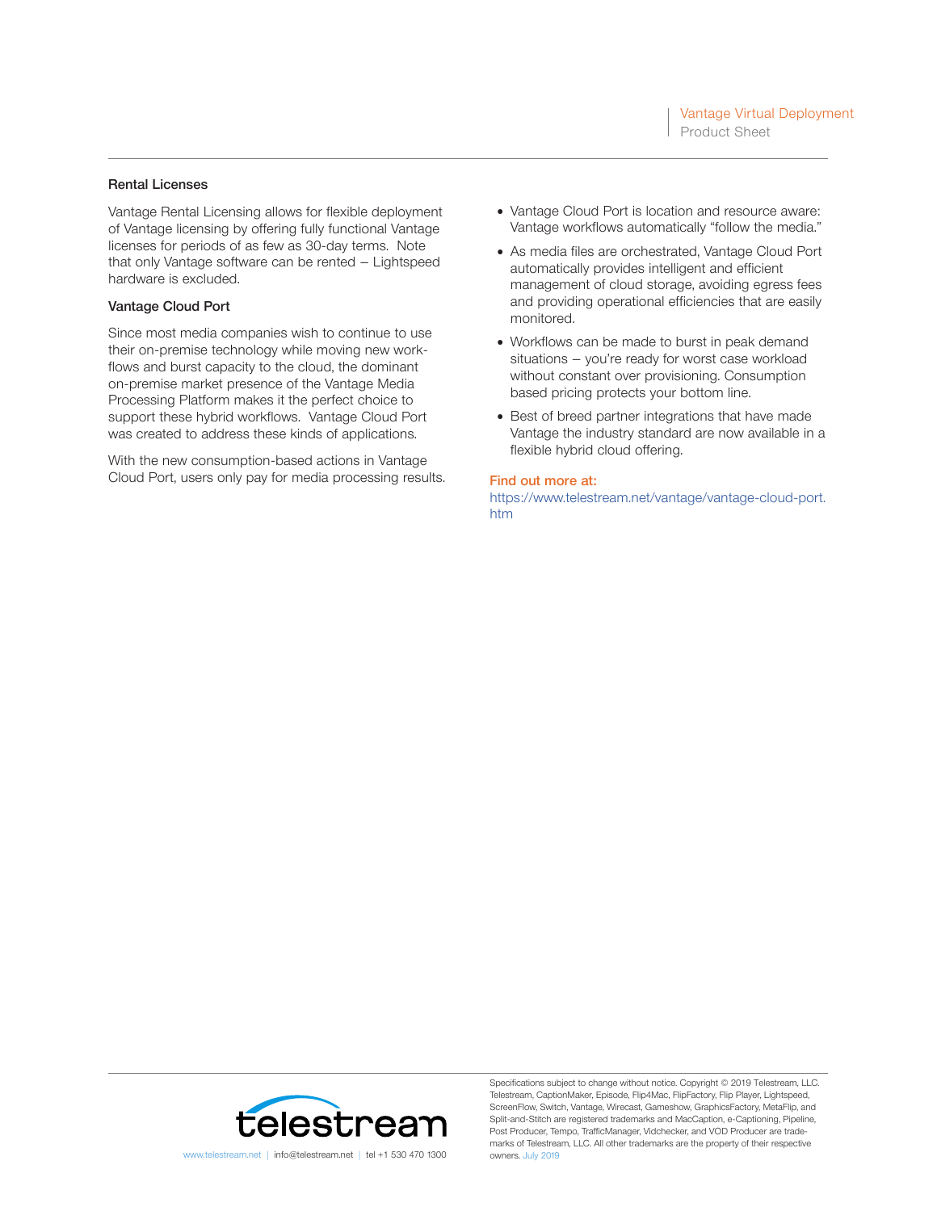## Rental Licenses

Vantage Rental Licensing allows for flexible deployment of Vantage licensing by offering fully functional Vantage licenses for periods of as few as 30-day terms. Note that only Vantage software can be rented – Lightspeed hardware is excluded.

## Vantage Cloud Port

Since most media companies wish to continue to use their on-premise technology while moving new workflows and burst capacity to the cloud, the dominant on-premise market presence of the Vantage Media Processing Platform makes it the perfect choice to support these hybrid workflows. Vantage Cloud Port was created to address these kinds of applications.

With the new consumption-based actions in Vantage Cloud Port, users only pay for media processing results.

- Vantage Cloud Port is location and resource aware: Vantage workflows automatically "follow the media."
- As media files are orchestrated, Vantage Cloud Port automatically provides intelligent and efficient management of cloud storage, avoiding egress fees and providing operational efficiencies that are easily monitored.
- Workflows can be made to burst in peak demand situations – you're ready for worst case workload without constant over provisioning. Consumption based pricing protects your bottom line.
- Best of breed partner integrations that have made Vantage the industry standard are now available in a flexible hybrid cloud offering.

**Find out more at:**
https://www.telestream.net/vantage/vantage-cloud-port.htm

telestream

www.telestream.net | info@telestream.net | tel +1 530 470 1300

Specifications subject to change without notice. Copyright © 2019 Telestream, LLC. Telestream, CaptionMaker, Episode, Flip4Mac, FlipFactory, Flip Player, Lightspeed, ScreenFlow, Switch, Vantage, Wirecast, Gameshow, GraphicsFactory, MetaFlip, and Split-and-Stitch are registered trademarks and MacCaption, e-Captioning, Pipeline, Post Producer, Tempo, TrafficManager, Vidchecker, and VOD Producer are trademarks of Telestream, LLC. All other trademarks are the property of their respective owners. July 2019